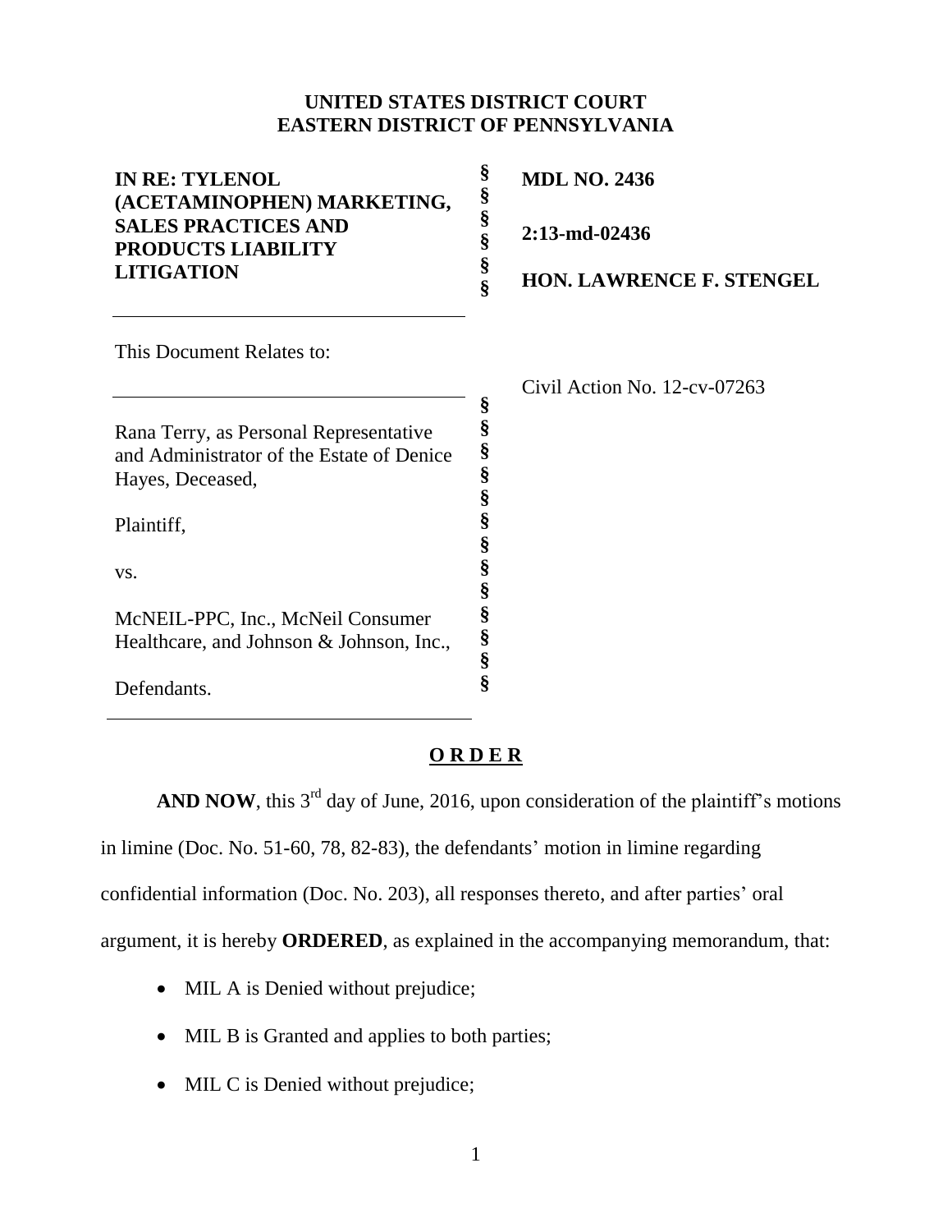**UNITED STATES DISTRICT COURT**
**EASTERN DISTRICT OF PENNSYLVANIA**

| | | |
|---|---|---|
| **IN RE: TYLENOL (ACETAMINOPHEN) MARKETING, SALES PRACTICES AND PRODUCTS LIABILITY LITIGATION** | § § § § § § | **MDL NO. 2436** <br> **2:13-md-02436** <br> **HON. LAWRENCE F. STENGEL** |

This Document Relates to:

| | | |
|---|---|---|
| Rana Terry, as Personal Representative and Administrator of the Estate of Denice Hayes, Deceased, <br><br> Plaintiff, <br><br> vs. <br><br> McNEIL-PPC, Inc., McNeil Consumer Healthcare, and Johnson & Johnson, Inc., <br><br> Defendants. | § § § § § § § § § § § § § | Civil Action No. 12-cv-07263 |

**O R D E R**

**AND NOW**, this 3rd day of June, 2016, upon consideration of the plaintiff's motions in limine (Doc. No. 51-60, 78, 82-83), the defendants' motion in limine regarding confidential information (Doc. No. 203), all responses thereto, and after parties' oral argument, it is hereby **ORDERED**, as explained in the accompanying memorandum, that:

- MIL A is Denied without prejudice;
- MIL B is Granted and applies to both parties;
- MIL C is Denied without prejudice;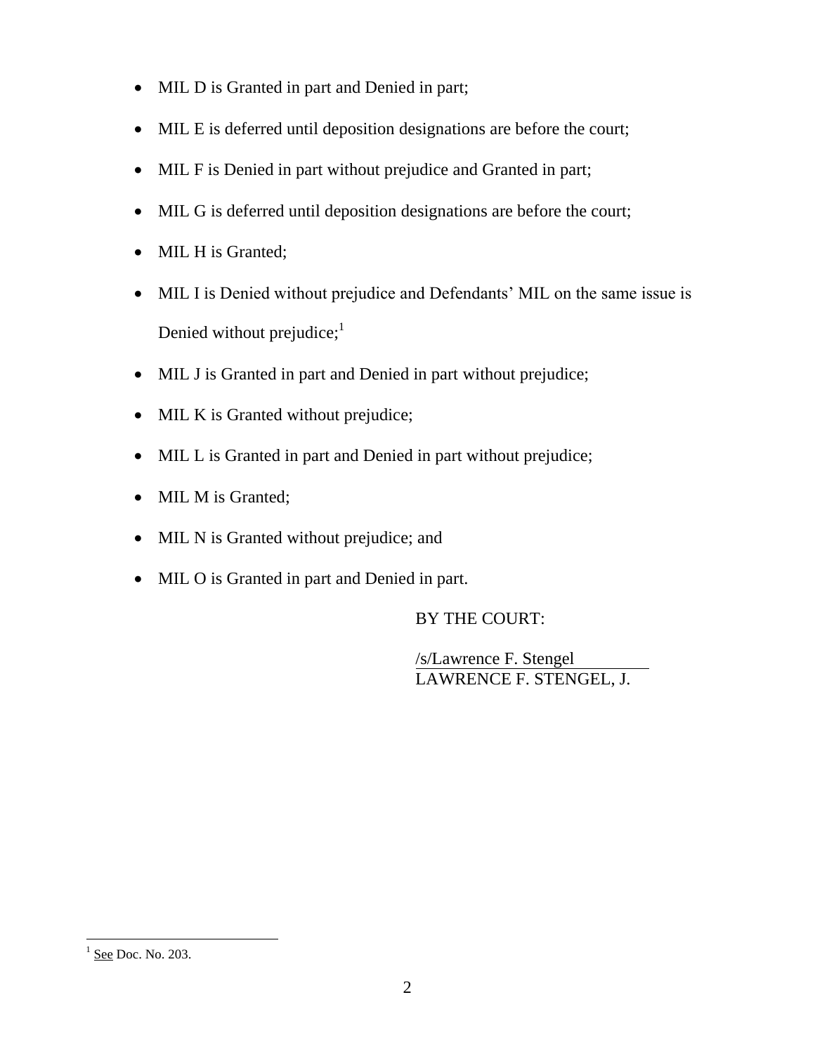- MIL D is Granted in part and Denied in part;
- MIL E is deferred until deposition designations are before the court;
- MIL F is Denied in part without prejudice and Granted in part;
- MIL G is deferred until deposition designations are before the court;
- MIL H is Granted;
- MIL I is Denied without prejudice and Defendants' MIL on the same issue is Denied without prejudice;[1]
- MIL J is Granted in part and Denied in part without prejudice;
- MIL K is Granted without prejudice;
- MIL L is Granted in part and Denied in part without prejudice;
- MIL M is Granted;
- MIL N is Granted without prejudice; and
- MIL O is Granted in part and Denied in part.

BY THE COURT:

/s/Lawrence F. Stengel
LAWRENCE F. STENGEL, J.

[1] See Doc. No. 203.